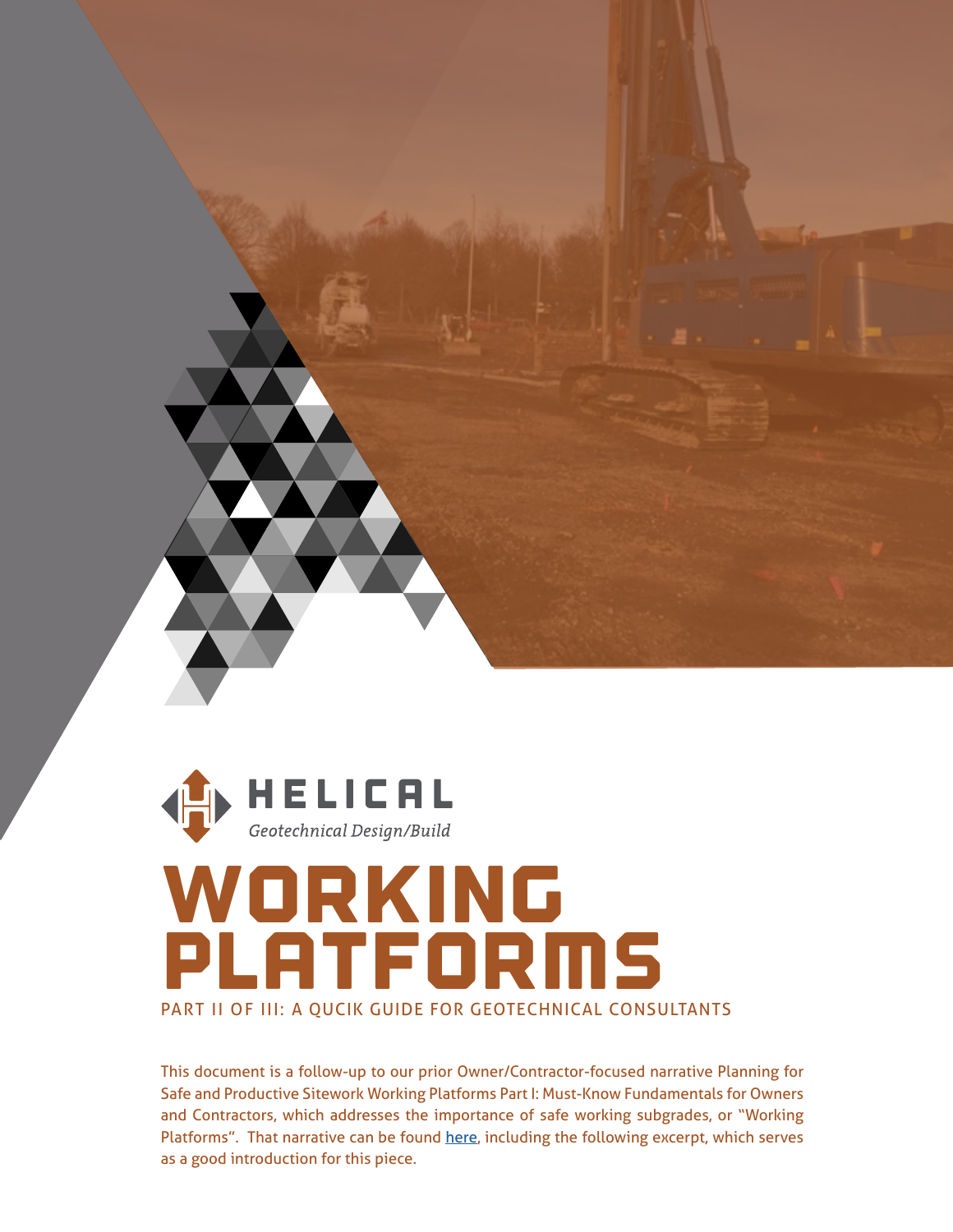HELICAL

*Geotechnical Design/Build*

# WORKING PLATFORMS

## PART II OF III: A QUCIK GUIDE FOR GEOTECHNICAL CONSULTANTS

This document is a follow-up to our prior Owner/Contractor-focused narrative Planning for Safe and Productive Sitework Working Platforms Part I: Must-Know Fundamentals for Owners and Contractors, which addresses the importance of safe working subgrades, or "Working Platforms". That narrative can be found here, including the following excerpt, which serves as a good introduction for this piece.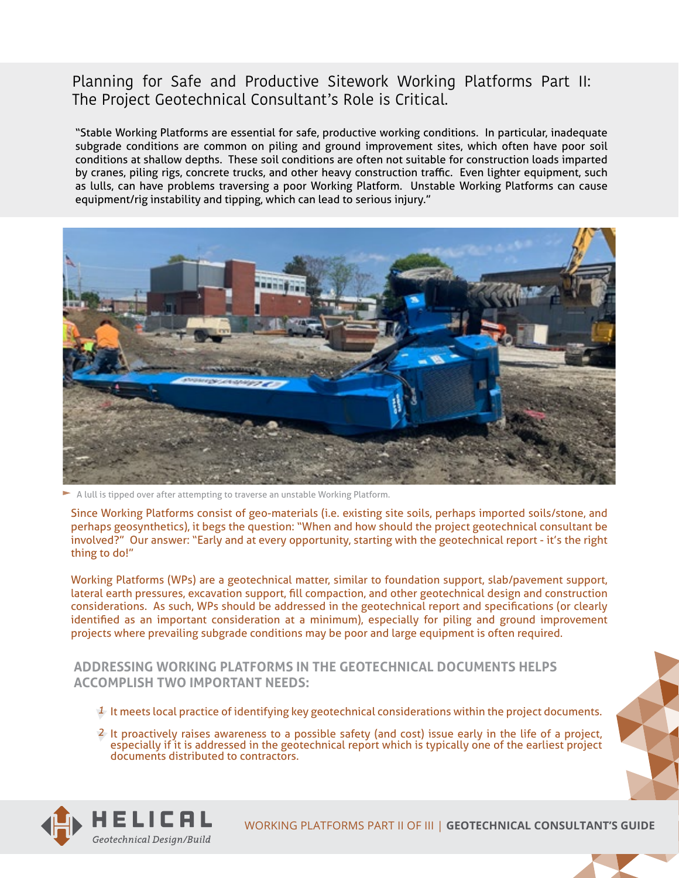# Planning for Safe and Productive Sitework Working Platforms Part II: The Project Geotechnical Consultant's Role is Critical.

"Stable Working Platforms are essential for safe, productive working conditions. In particular, inadequate subgrade conditions are common on piling and ground improvement sites, which often have poor soil conditions at shallow depths. These soil conditions are often not suitable for construction loads imparted by cranes, piling rigs, concrete trucks, and other heavy construction traffic. Even lighter equipment, such as lulls, can have problems traversing a poor Working Platform. Unstable Working Platforms can cause equipment/rig instability and tipping, which can lead to serious injury."

A lull is tipped over after attempting to traverse an unstable Working Platform.

Since Working Platforms consist of geo-materials (i.e. existing site soils, perhaps imported soils/stone, and perhaps geosynthetics), it begs the question: "When and how should the project geotechnical consultant be involved?" Our answer: "Early and at every opportunity, starting with the geotechnical report - it's the right thing to do!"

Working Platforms (WPs) are a geotechnical matter, similar to foundation support, slab/pavement support, lateral earth pressures, excavation support, fill compaction, and other geotechnical design and construction considerations. As such, WPs should be addressed in the geotechnical report and specifications (or clearly identified as an important consideration at a minimum), especially for piling and ground improvement projects where prevailing subgrade conditions may be poor and large equipment is often required.

## ADDRESSING WORKING PLATFORMS IN THE GEOTECHNICAL DOCUMENTS HELPS ACCOMPLISH TWO IMPORTANT NEEDS:

1. It meets local practice of identifying key geotechnical considerations within the project documents.
2. It proactively raises awareness to a possible safety (and cost) issue early in the life of a project, especially if it is addressed in the geotechnical report which is typically one of the earliest project documents distributed to contractors.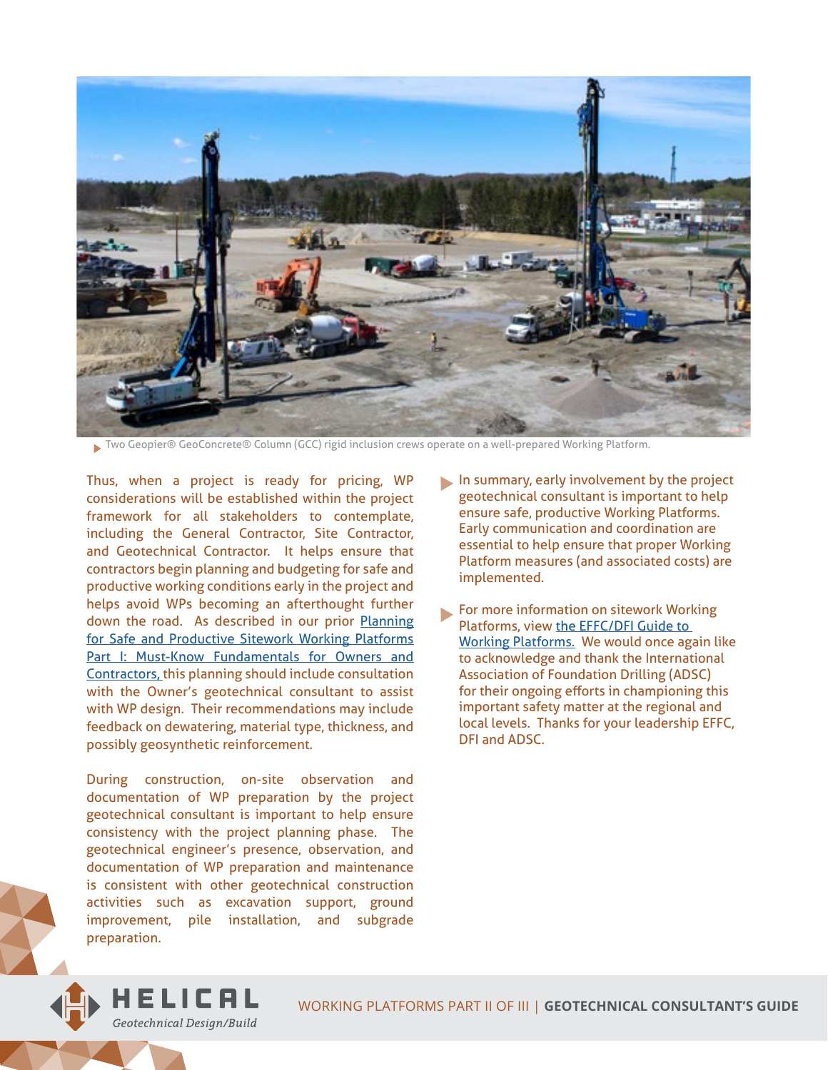Two Geopier® GeoConcrete® Column (GCC) rigid inclusion crews operate on a well-prepared Working Platform.

Thus, when a project is ready for pricing, WP considerations will be established within the project framework for all stakeholders to contemplate, including the General Contractor, Site Contractor, and Geotechnical Contractor. It helps ensure that contractors begin planning and budgeting for safe and productive working conditions early in the project and helps avoid WPs becoming an afterthought further down the road. As described in our prior Planning for Safe and Productive Sitework Working Platforms Part I: Must-Know Fundamentals for Owners and Contractors, this planning should include consultation with the Owner's geotechnical consultant to assist with WP design. Their recommendations may include feedback on dewatering, material type, thickness, and possibly geosynthetic reinforcement.

During construction, on-site observation and documentation of WP preparation by the project geotechnical consultant is important to help ensure consistency with the project planning phase. The geotechnical engineer's presence, observation, and documentation of WP preparation and maintenance is consistent with other geotechnical construction activities such as excavation support, ground improvement, pile installation, and subgrade preparation.

- In summary, early involvement by the project geotechnical consultant is important to help ensure safe, productive Working Platforms. Early communication and coordination are essential to help ensure that proper Working Platform measures (and associated costs) are implemented.

- For more information on sitework Working Platforms, view the EFFC/DFI Guide to Working Platforms. We would once again like to acknowledge and thank the International Association of Foundation Drilling (ADSC) for their ongoing efforts in championing this important safety matter at the regional and local levels. Thanks for your leadership EFFC, DFI and ADSC.